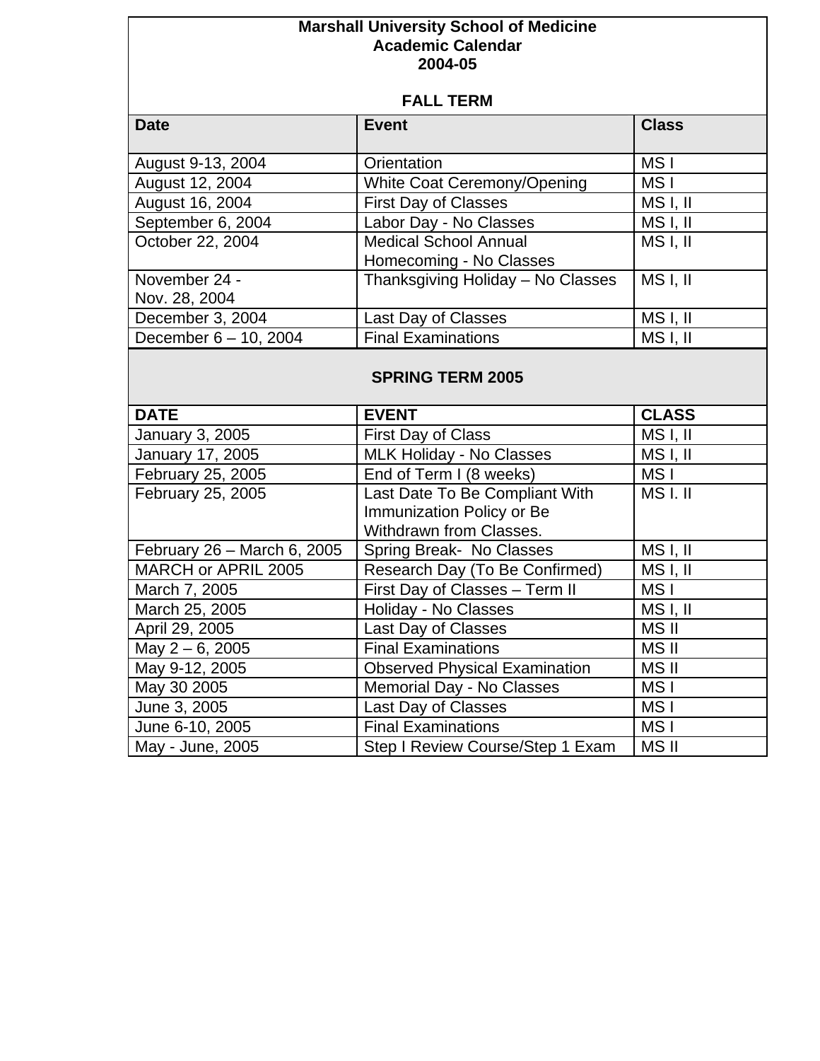# Marshall University School of Medicine
## Academic Calendar
## 2004-05

### FALL TERM

| Date | Event | Class |
|---|---|---|
| August 9-13, 2004 | Orientation | MS I |
| August 12, 2004 | White Coat Ceremony/Opening | MS I |
| August 16, 2004 | First Day of Classes | MS I, II |
| September 6, 2004 | Labor Day - No Classes | MS I, II |
| October 22, 2004 | Medical School Annual Homecoming - No Classes | MS I, II |
| November 24 - Nov. 28, 2004 | Thanksgiving Holiday – No Classes | MS I, II |
| December 3, 2004 | Last Day of Classes | MS I, II |
| December 6 – 10, 2004 | Final Examinations | MS I, II |

### SPRING TERM 2005

| DATE | EVENT | CLASS |
|---|---|---|
| January 3, 2005 | First Day of Class | MS I, II |
| January 17, 2005 | MLK Holiday - No Classes | MS I, II |
| February 25, 2005 | End of Term I (8 weeks) | MS I |
| February 25, 2005 | Last Date To Be Compliant With Immunization Policy or Be Withdrawn from Classes. | MS I. II |
| February 26 – March 6, 2005 | Spring Break- No Classes | MS I, II |
| MARCH or APRIL 2005 | Research Day (To Be Confirmed) | MS I, II |
| March 7, 2005 | First Day of Classes – Term II | MS I |
| March 25, 2005 | Holiday - No Classes | MS I, II |
| April 29, 2005 | Last Day of Classes | MS II |
| May 2 – 6, 2005 | Final Examinations | MS II |
| May 9-12, 2005 | Observed Physical Examination | MS II |
| May 30 2005 | Memorial Day - No Classes | MS I |
| June 3, 2005 | Last Day of Classes | MS I |
| June 6-10, 2005 | Final Examinations | MS I |
| May - June, 2005 | Step I Review Course/Step 1 Exam | MS II |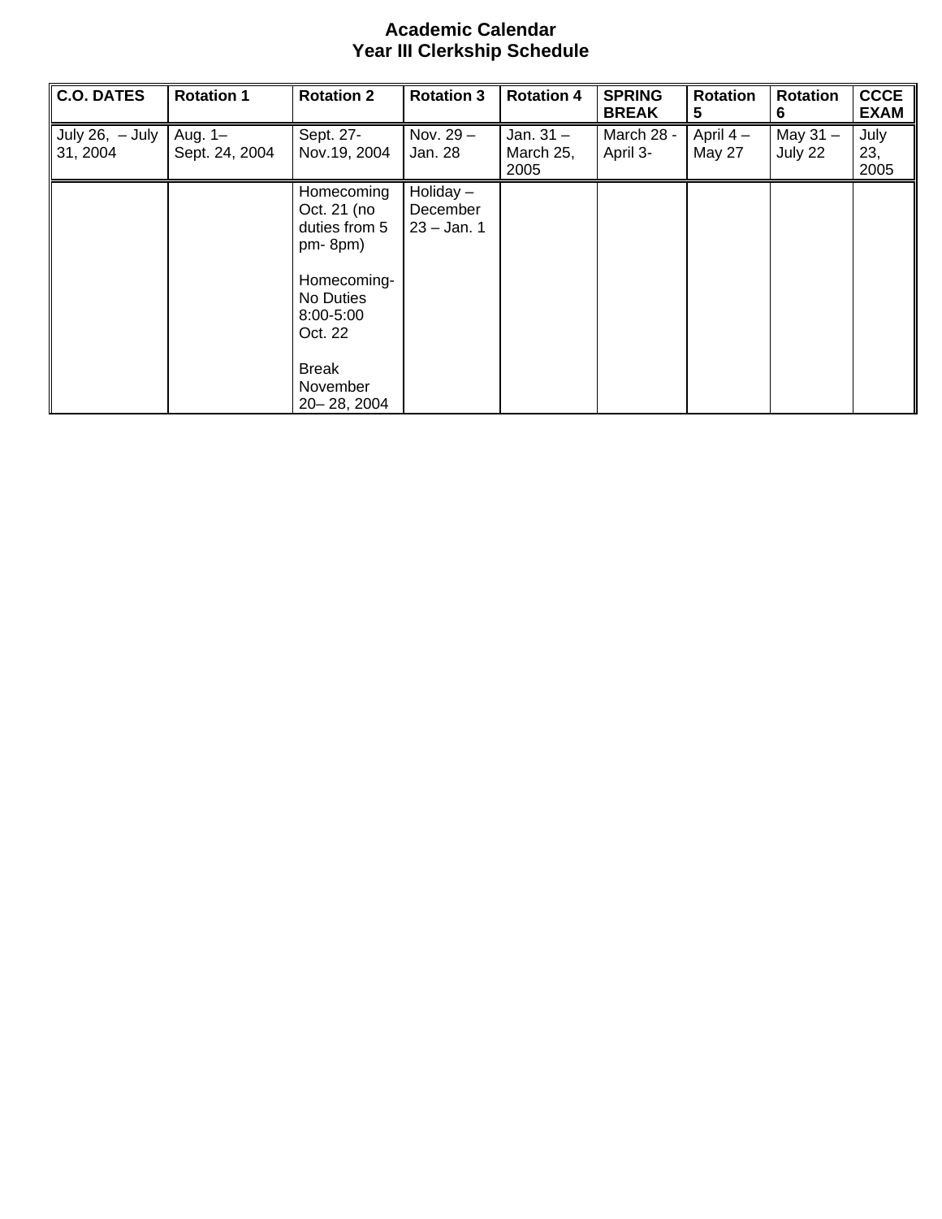# Academic Calendar
## Year III Clerkship Schedule

| C.O. DATES | Rotation 1 | Rotation 2 | Rotation 3 | Rotation 4 | SPRING BREAK | Rotation 5 | Rotation 6 | CCCE EXAM |
|---|---|---|---|---|---|---|---|---|
| July 26, – July 31, 2004 | Aug. 1– Sept. 24, 2004 | Sept. 27- Nov.19, 2004 | Nov. 29 – Jan. 28 | Jan. 31 – March 25, 2005 | March 28 - April 3- | April 4 – May 27 | May 31 – July 22 | July 23, 2005 |
| | | Homecoming Oct. 21 (no duties from 5 pm- 8pm)<br><br>Homecoming- No Duties 8:00-5:00 Oct. 22<br><br>Break November 20– 28, 2004 | Holiday – December 23 – Jan. 1 | | | | | |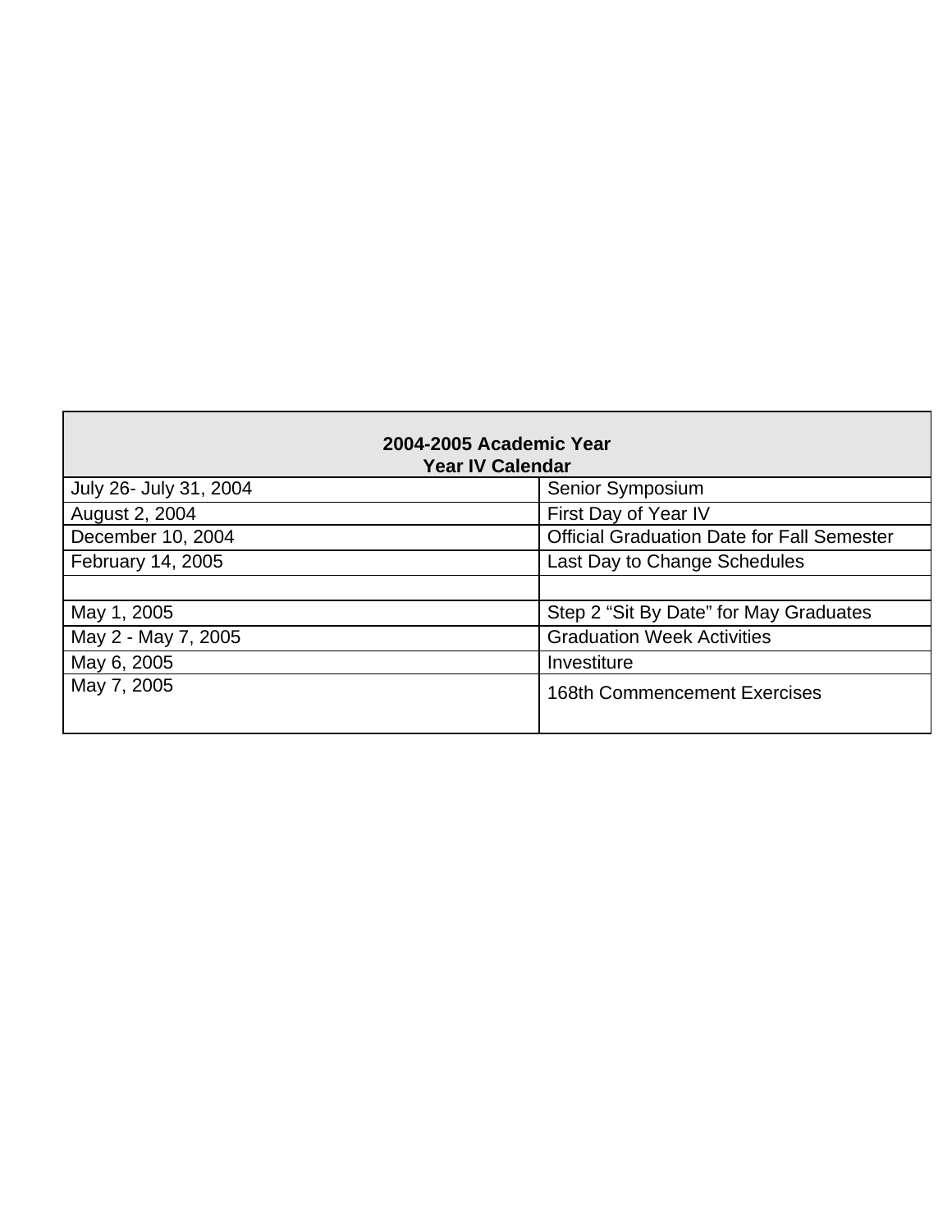| 2004-2005 Academic Year<br>Year IV Calendar | |
|---|---|
| July 26- July 31, 2004 | Senior Symposium |
| August 2, 2004 | First Day of Year IV |
| December 10, 2004 | Official Graduation Date for Fall Semester |
| February 14, 2005 | Last Day to Change Schedules |
| | |
| May 1, 2005 | Step 2 “Sit By Date” for May Graduates |
| May 2 - May 7, 2005 | Graduation Week Activities |
| May 6, 2005 | Investiture |
| May 7, 2005 | 168th Commencement Exercises |